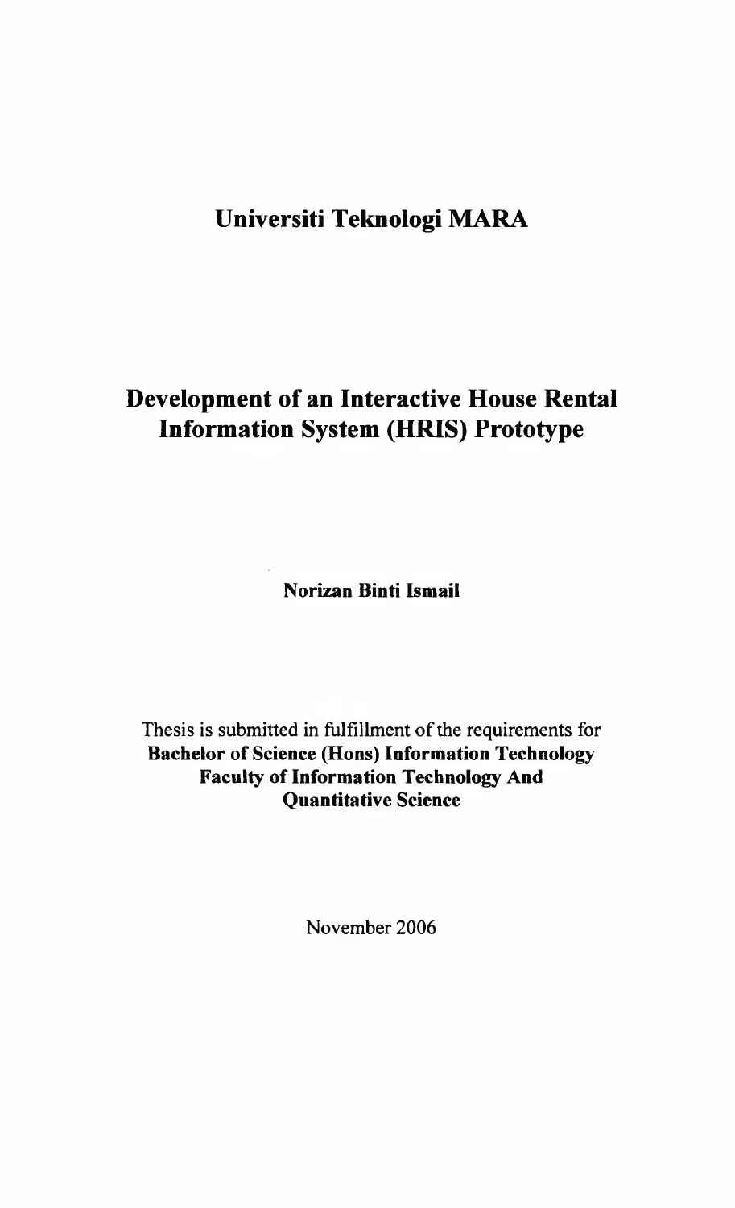# Universiti Teknologi MARA

## Development of an Interactive House Rental Information System (HRIS) Prototype

**Norizan Binti Ismail**

Thesis is submitted in fulfillment of the requirements for
**Bachelor of Science (Hons) Information Technology**
**Faculty of Information Technology And Quantitative Science**

November 2006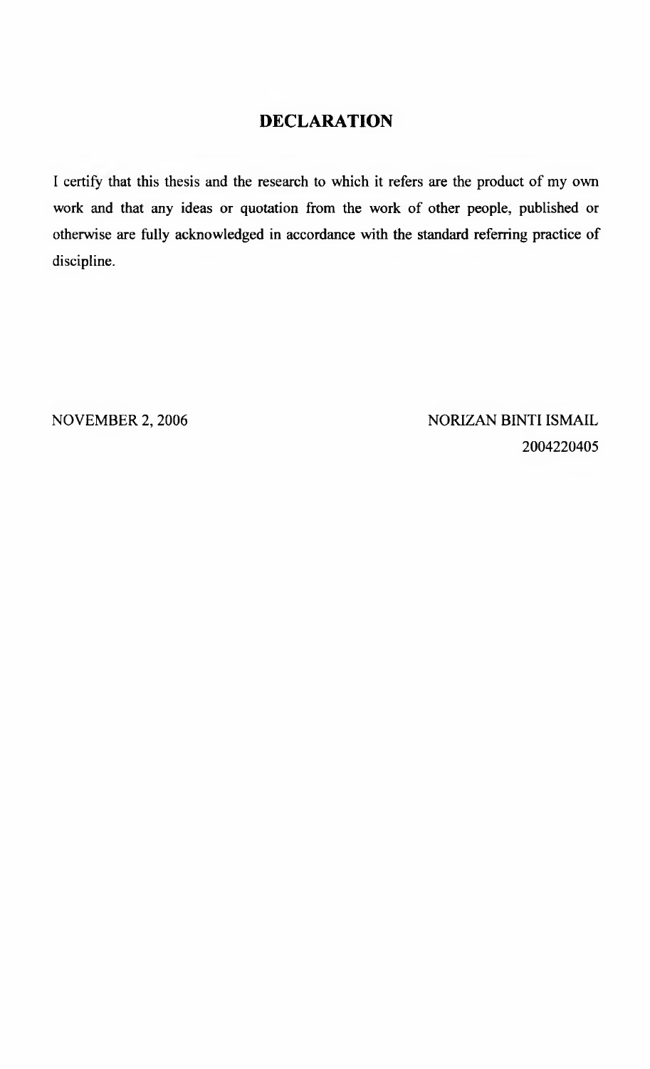# DECLARATION

I certify that this thesis and the research to which it refers are the product of my own work and that any ideas or quotation from the work of other people, published or otherwise are fully acknowledged in accordance with the standard referring practice of discipline.

NOVEMBER 2, 2006

NORIZAN BINTI ISMAIL
2004220405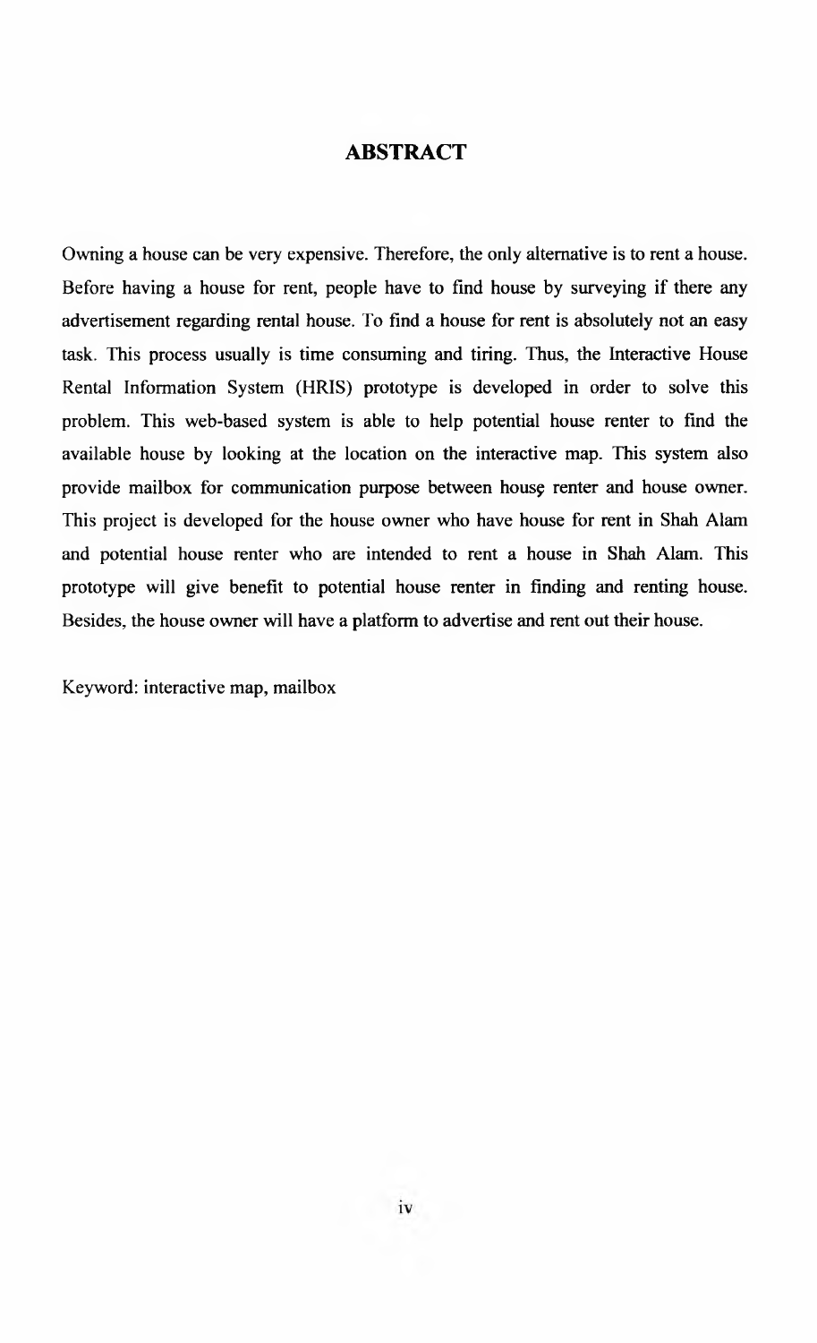# ABSTRACT

Owning a house can be very expensive. Therefore, the only alternative is to rent a house. Before having a house for rent, people have to find house by surveying if there any advertisement regarding rental house. To find a house for rent is absolutely not an easy task. This process usually is time consuming and tiring. Thus, the Interactive House Rental Information System (HRIS) prototype is developed in order to solve this problem. This web-based system is able to help potential house renter to find the available house by looking at the location on the interactive map. This system also provide mailbox for communication purpose between house renter and house owner. This project is developed for the house owner who have house for rent in Shah Alam and potential house renter who are intended to rent a house in Shah Alam. This prototype will give benefit to potential house renter in finding and renting house. Besides, the house owner will have a platform to advertise and rent out their house.

Keyword: interactive map, mailbox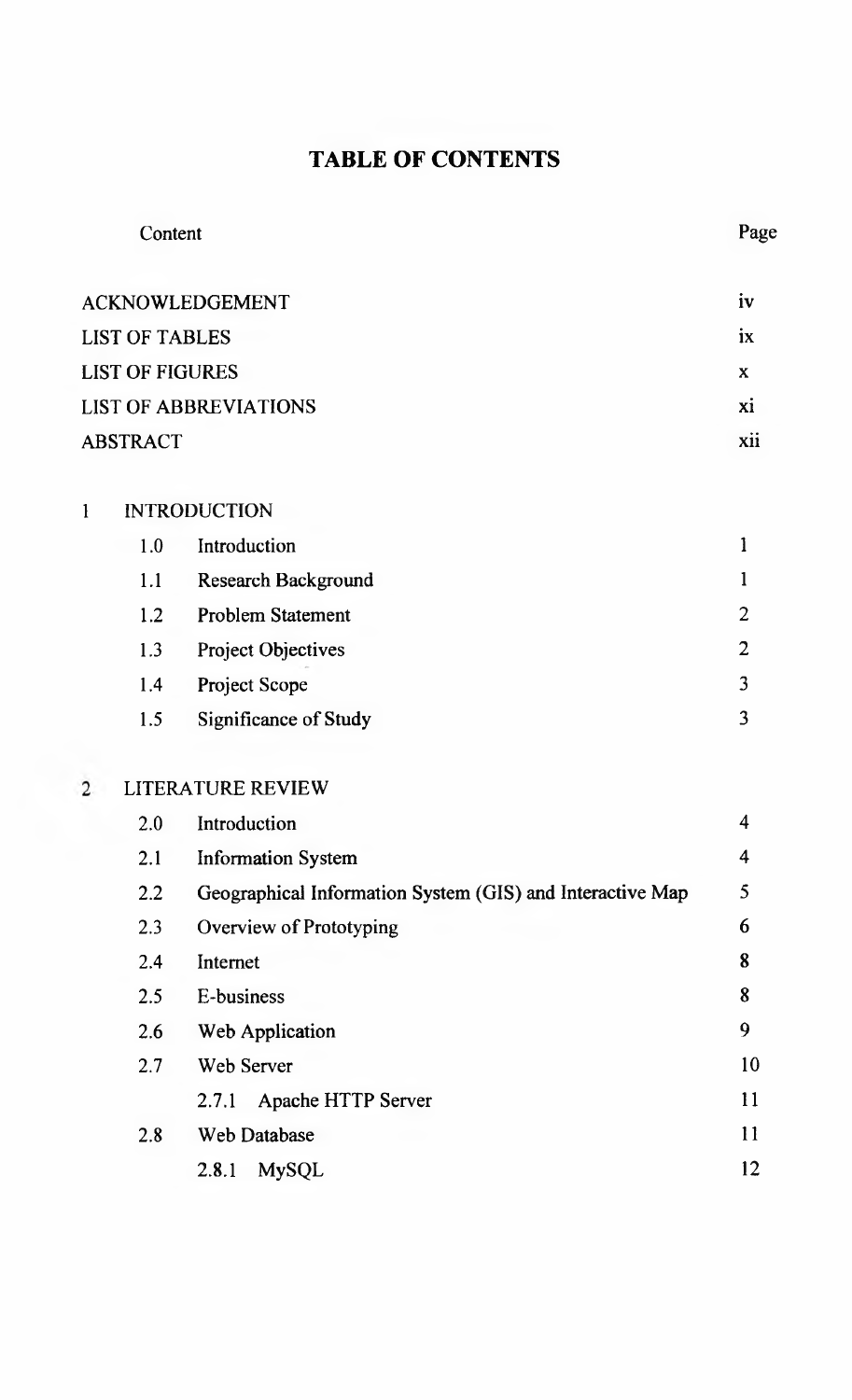# TABLE OF CONTENTS

| Content | | Page |
|---|---|---|
| ACKNOWLEDGEMENT | | iv |
| LIST OF TABLES | | ix |
| LIST OF FIGURES | | x |
| LIST OF ABBREVIATIONS | | xi |
| ABSTRACT | | xii |
| **1** | **INTRODUCTION** | |
| 1.0 | Introduction | 1 |
| 1.1 | Research Background | 1 |
| 1.2 | Problem Statement | 2 |
| 1.3 | Project Objectives | 2 |
| 1.4 | Project Scope | 3 |
| 1.5 | Significance of Study | 3 |
| **2** | **LITERATURE REVIEW** | |
| 2.0 | Introduction | 4 |
| 2.1 | Information System | 4 |
| 2.2 | Geographical Information System (GIS) and Interactive Map | 5 |
| 2.3 | Overview of Prototyping | 6 |
| 2.4 | Internet | 8 |
| 2.5 | E-business | 8 |
| 2.6 | Web Application | 9 |
| 2.7 | Web Server | 10 |
| | 2.7.1 Apache HTTP Server | 11 |
| 2.8 | Web Database | 11 |
| | 2.8.1 MySQL | 12 |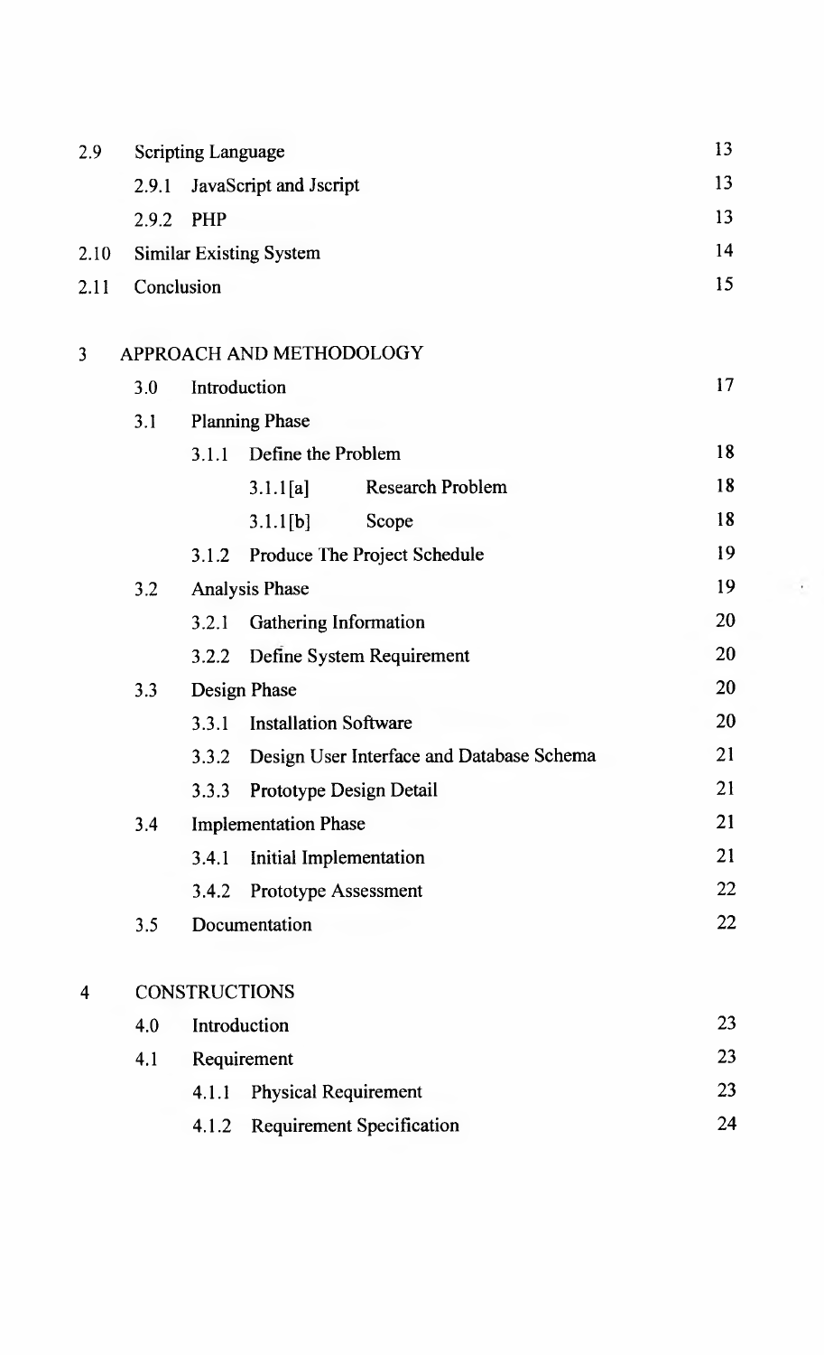| | | |
|---|---|---|
| 2.9 | Scripting Language | 13 |
| | 2.9.1 JavaScript and Jscript | 13 |
| | 2.9.2 PHP | 13 |
| 2.10 | Similar Existing System | 14 |
| 2.11 | Conclusion | 15 |
| | | |
| 3 | APPROACH AND METHODOLOGY | |
| | 3.0 Introduction | 17 |
| | 3.1 Planning Phase | |
| | 3.1.1 Define the Problem | 18 |
| | 3.1.1[a] Research Problem | 18 |
| | 3.1.1[b] Scope | 18 |
| | 3.1.2 Produce The Project Schedule | 19 |
| | 3.2 Analysis Phase | 19 |
| | 3.2.1 Gathering Information | 20 |
| | 3.2.2 Define System Requirement | 20 |
| | 3.3 Design Phase | 20 |
| | 3.3.1 Installation Software | 20 |
| | 3.3.2 Design User Interface and Database Schema | 21 |
| | 3.3.3 Prototype Design Detail | 21 |
| | 3.4 Implementation Phase | 21 |
| | 3.4.1 Initial Implementation | 21 |
| | 3.4.2 Prototype Assessment | 22 |
| | 3.5 Documentation | 22 |
| | | |
| 4 | CONSTRUCTIONS | |
| | 4.0 Introduction | 23 |
| | 4.1 Requirement | 23 |
| | 4.1.1 Physical Requirement | 23 |
| | 4.1.2 Requirement Specification | 24 |